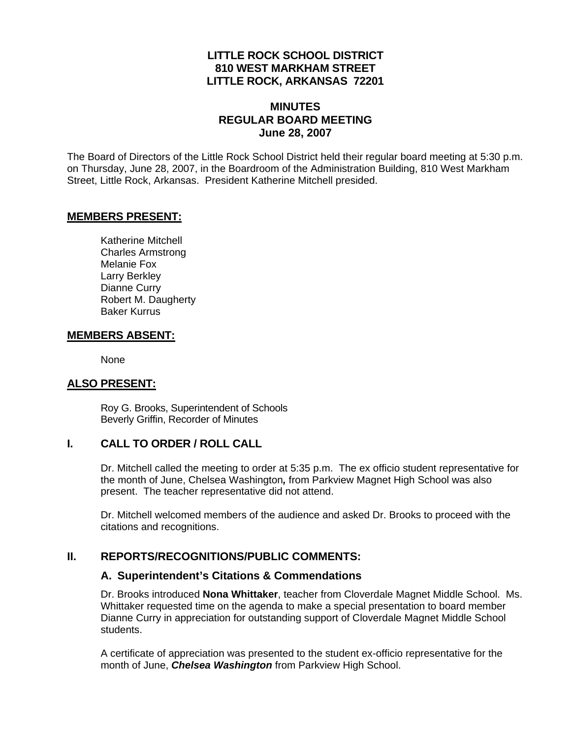**LITTLE ROCK SCHOOL DISTRICT**
**810 WEST MARKHAM STREET**
**LITTLE ROCK, ARKANSAS 72201**

# MINUTES
## REGULAR BOARD MEETING
### June 28, 2007

The Board of Directors of the Little Rock School District held their regular board meeting at 5:30 p.m. on Thursday, June 28, 2007, in the Boardroom of the Administration Building, 810 West Markham Street, Little Rock, Arkansas. President Katherine Mitchell presided.

## MEMBERS PRESENT:

Katherine Mitchell
Charles Armstrong
Melanie Fox
Larry Berkley
Dianne Curry
Robert M. Daugherty
Baker Kurrus

## MEMBERS ABSENT:

None

## ALSO PRESENT:

Roy G. Brooks, Superintendent of Schools
Beverly Griffin, Recorder of Minutes

## I. CALL TO ORDER / ROLL CALL

Dr. Mitchell called the meeting to order at 5:35 p.m. The ex officio student representative for the month of June, Chelsea Washington**,** from Parkview Magnet High School was also present. The teacher representative did not attend.

Dr. Mitchell welcomed members of the audience and asked Dr. Brooks to proceed with the citations and recognitions.

## II. REPORTS/RECOGNITIONS/PUBLIC COMMENTS:

### A. Superintendent's Citations & Commendations

Dr. Brooks introduced **Nona Whittaker**, teacher from Cloverdale Magnet Middle School. Ms. Whittaker requested time on the agenda to make a special presentation to board member Dianne Curry in appreciation for outstanding support of Cloverdale Magnet Middle School students.

A certificate of appreciation was presented to the student ex-officio representative for the month of June, ***Chelsea Washington*** from Parkview High School.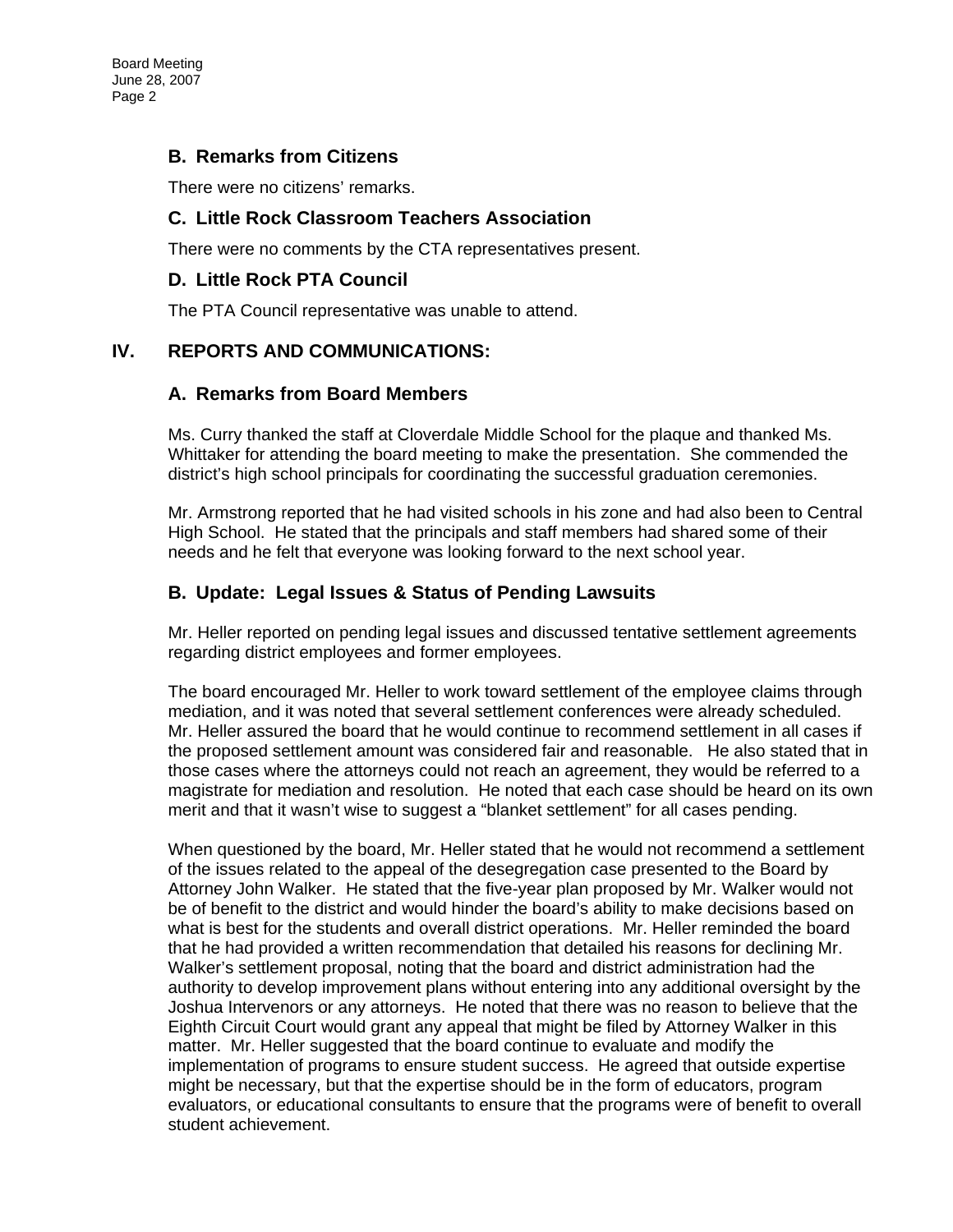### B. Remarks from Citizens

There were no citizens' remarks.

### C. Little Rock Classroom Teachers Association

There were no comments by the CTA representatives present.

### D. Little Rock PTA Council

The PTA Council representative was unable to attend.

## IV. REPORTS AND COMMUNICATIONS:

### A. Remarks from Board Members

Ms. Curry thanked the staff at Cloverdale Middle School for the plaque and thanked Ms. Whittaker for attending the board meeting to make the presentation. She commended the district's high school principals for coordinating the successful graduation ceremonies.

Mr. Armstrong reported that he had visited schools in his zone and had also been to Central High School. He stated that the principals and staff members had shared some of their needs and he felt that everyone was looking forward to the next school year.

### B. Update: Legal Issues & Status of Pending Lawsuits

Mr. Heller reported on pending legal issues and discussed tentative settlement agreements regarding district employees and former employees.

The board encouraged Mr. Heller to work toward settlement of the employee claims through mediation, and it was noted that several settlement conferences were already scheduled. Mr. Heller assured the board that he would continue to recommend settlement in all cases if the proposed settlement amount was considered fair and reasonable. He also stated that in those cases where the attorneys could not reach an agreement, they would be referred to a magistrate for mediation and resolution. He noted that each case should be heard on its own merit and that it wasn't wise to suggest a "blanket settlement" for all cases pending.

When questioned by the board, Mr. Heller stated that he would not recommend a settlement of the issues related to the appeal of the desegregation case presented to the Board by Attorney John Walker. He stated that the five-year plan proposed by Mr. Walker would not be of benefit to the district and would hinder the board's ability to make decisions based on what is best for the students and overall district operations. Mr. Heller reminded the board that he had provided a written recommendation that detailed his reasons for declining Mr. Walker's settlement proposal, noting that the board and district administration had the authority to develop improvement plans without entering into any additional oversight by the Joshua Intervenors or any attorneys. He noted that there was no reason to believe that the Eighth Circuit Court would grant any appeal that might be filed by Attorney Walker in this matter. Mr. Heller suggested that the board continue to evaluate and modify the implementation of programs to ensure student success. He agreed that outside expertise might be necessary, but that the expertise should be in the form of educators, program evaluators, or educational consultants to ensure that the programs were of benefit to overall student achievement.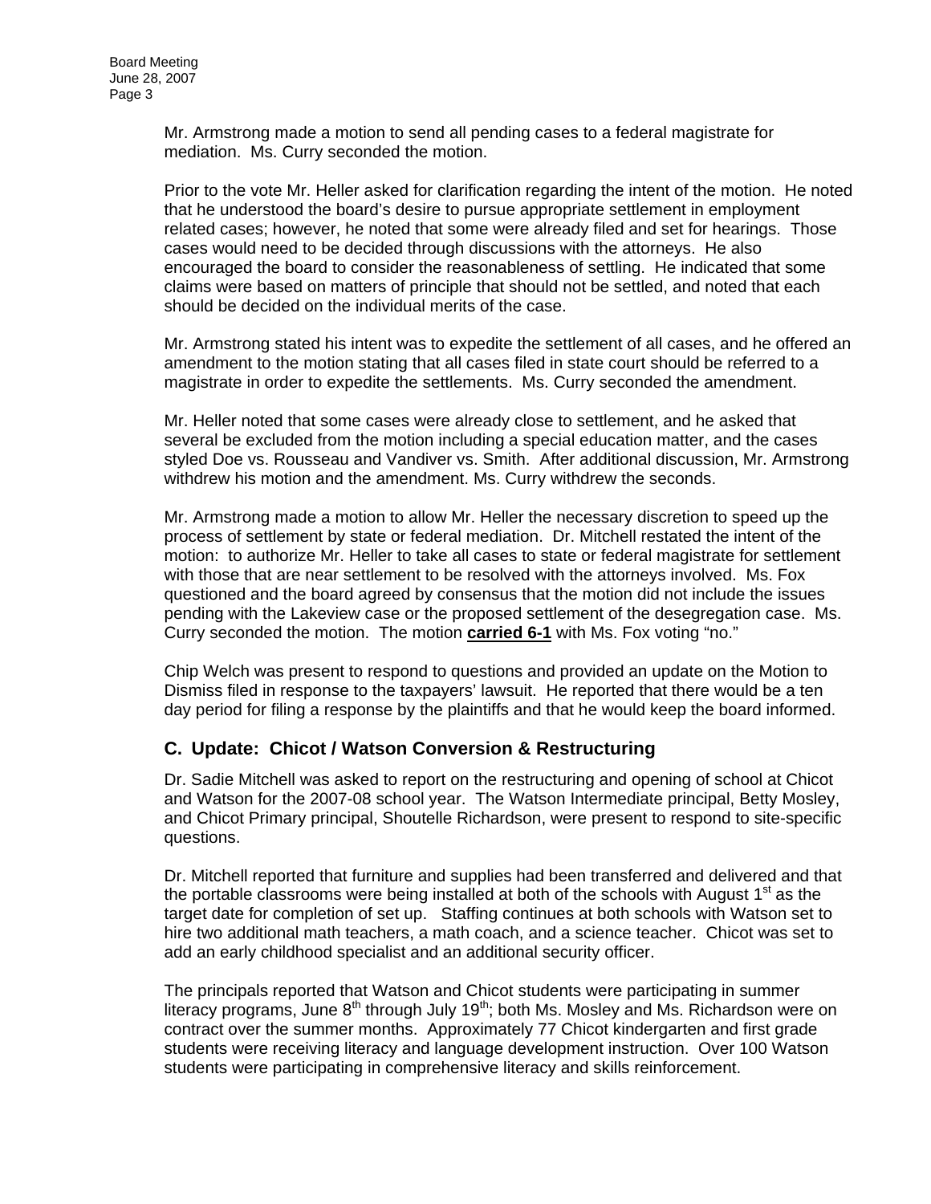Mr. Armstrong made a motion to send all pending cases to a federal magistrate for mediation. Ms. Curry seconded the motion.

Prior to the vote Mr. Heller asked for clarification regarding the intent of the motion. He noted that he understood the board's desire to pursue appropriate settlement in employment related cases; however, he noted that some were already filed and set for hearings. Those cases would need to be decided through discussions with the attorneys. He also encouraged the board to consider the reasonableness of settling. He indicated that some claims were based on matters of principle that should not be settled, and noted that each should be decided on the individual merits of the case.

Mr. Armstrong stated his intent was to expedite the settlement of all cases, and he offered an amendment to the motion stating that all cases filed in state court should be referred to a magistrate in order to expedite the settlements. Ms. Curry seconded the amendment.

Mr. Heller noted that some cases were already close to settlement, and he asked that several be excluded from the motion including a special education matter, and the cases styled Doe vs. Rousseau and Vandiver vs. Smith. After additional discussion, Mr. Armstrong withdrew his motion and the amendment. Ms. Curry withdrew the seconds.

Mr. Armstrong made a motion to allow Mr. Heller the necessary discretion to speed up the process of settlement by state or federal mediation. Dr. Mitchell restated the intent of the motion: to authorize Mr. Heller to take all cases to state or federal magistrate for settlement with those that are near settlement to be resolved with the attorneys involved. Ms. Fox questioned and the board agreed by consensus that the motion did not include the issues pending with the Lakeview case or the proposed settlement of the desegregation case. Ms. Curry seconded the motion. The motion **carried 6-1** with Ms. Fox voting "no."

Chip Welch was present to respond to questions and provided an update on the Motion to Dismiss filed in response to the taxpayers' lawsuit. He reported that there would be a ten day period for filing a response by the plaintiffs and that he would keep the board informed.

## C. Update: Chicot / Watson Conversion & Restructuring

Dr. Sadie Mitchell was asked to report on the restructuring and opening of school at Chicot and Watson for the 2007-08 school year. The Watson Intermediate principal, Betty Mosley, and Chicot Primary principal, Shoutelle Richardson, were present to respond to site-specific questions.

Dr. Mitchell reported that furniture and supplies had been transferred and delivered and that the portable classrooms were being installed at both of the schools with August 1st as the target date for completion of set up. Staffing continues at both schools with Watson set to hire two additional math teachers, a math coach, and a science teacher. Chicot was set to add an early childhood specialist and an additional security officer.

The principals reported that Watson and Chicot students were participating in summer literacy programs, June 8th through July 19th; both Ms. Mosley and Ms. Richardson were on contract over the summer months. Approximately 77 Chicot kindergarten and first grade students were receiving literacy and language development instruction. Over 100 Watson students were participating in comprehensive literacy and skills reinforcement.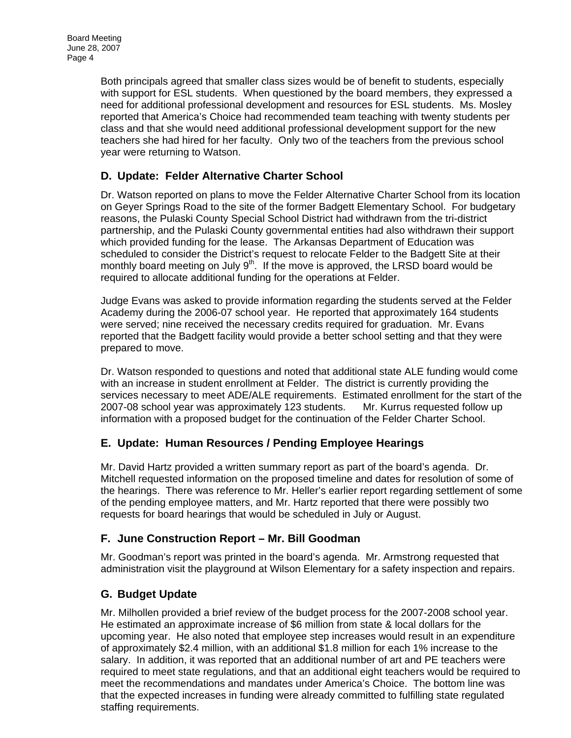Both principals agreed that smaller class sizes would be of benefit to students, especially with support for ESL students. When questioned by the board members, they expressed a need for additional professional development and resources for ESL students. Ms. Mosley reported that America's Choice had recommended team teaching with twenty students per class and that she would need additional professional development support for the new teachers she had hired for her faculty. Only two of the teachers from the previous school year were returning to Watson.

### D. Update: Felder Alternative Charter School

Dr. Watson reported on plans to move the Felder Alternative Charter School from its location on Geyer Springs Road to the site of the former Badgett Elementary School. For budgetary reasons, the Pulaski County Special School District had withdrawn from the tri-district partnership, and the Pulaski County governmental entities had also withdrawn their support which provided funding for the lease. The Arkansas Department of Education was scheduled to consider the District's request to relocate Felder to the Badgett Site at their monthly board meeting on July 9th. If the move is approved, the LRSD board would be required to allocate additional funding for the operations at Felder.

Judge Evans was asked to provide information regarding the students served at the Felder Academy during the 2006-07 school year. He reported that approximately 164 students were served; nine received the necessary credits required for graduation. Mr. Evans reported that the Badgett facility would provide a better school setting and that they were prepared to move.

Dr. Watson responded to questions and noted that additional state ALE funding would come with an increase in student enrollment at Felder. The district is currently providing the services necessary to meet ADE/ALE requirements. Estimated enrollment for the start of the 2007-08 school year was approximately 123 students. Mr. Kurrus requested follow up information with a proposed budget for the continuation of the Felder Charter School.

### E. Update: Human Resources / Pending Employee Hearings

Mr. David Hartz provided a written summary report as part of the board's agenda. Dr. Mitchell requested information on the proposed timeline and dates for resolution of some of the hearings. There was reference to Mr. Heller's earlier report regarding settlement of some of the pending employee matters, and Mr. Hartz reported that there were possibly two requests for board hearings that would be scheduled in July or August.

### F. June Construction Report – Mr. Bill Goodman

Mr. Goodman's report was printed in the board's agenda. Mr. Armstrong requested that administration visit the playground at Wilson Elementary for a safety inspection and repairs.

### G. Budget Update

Mr. Milhollen provided a brief review of the budget process for the 2007-2008 school year. He estimated an approximate increase of $6 million from state & local dollars for the upcoming year. He also noted that employee step increases would result in an expenditure of approximately $2.4 million, with an additional $1.8 million for each 1% increase to the salary. In addition, it was reported that an additional number of art and PE teachers were required to meet state regulations, and that an additional eight teachers would be required to meet the recommendations and mandates under America's Choice. The bottom line was that the expected increases in funding were already committed to fulfilling state regulated staffing requirements.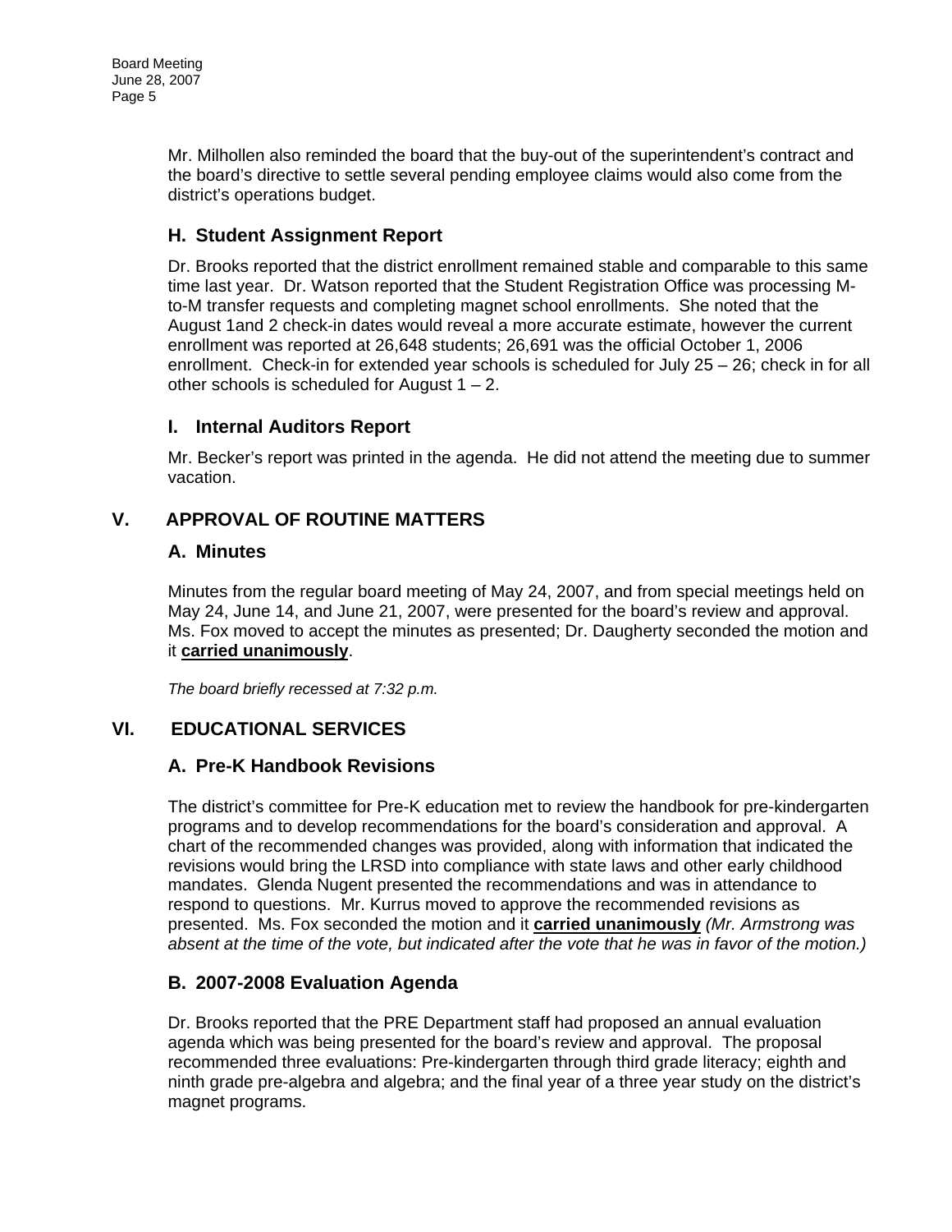Mr. Milhollen also reminded the board that the buy-out of the superintendent's contract and the board's directive to settle several pending employee claims would also come from the district's operations budget.

### H. Student Assignment Report

Dr. Brooks reported that the district enrollment remained stable and comparable to this same time last year. Dr. Watson reported that the Student Registration Office was processing M-to-M transfer requests and completing magnet school enrollments. She noted that the August 1and 2 check-in dates would reveal a more accurate estimate, however the current enrollment was reported at 26,648 students; 26,691 was the official October 1, 2006 enrollment. Check-in for extended year schools is scheduled for July 25 – 26; check in for all other schools is scheduled for August 1 – 2.

### I. Internal Auditors Report

Mr. Becker's report was printed in the agenda. He did not attend the meeting due to summer vacation.

## V. APPROVAL OF ROUTINE MATTERS

### A. Minutes

Minutes from the regular board meeting of May 24, 2007, and from special meetings held on May 24, June 14, and June 21, 2007, were presented for the board's review and approval. Ms. Fox moved to accept the minutes as presented; Dr. Daugherty seconded the motion and it **carried unanimously**.

*The board briefly recessed at 7:32 p.m.*

## VI. EDUCATIONAL SERVICES

### A. Pre-K Handbook Revisions

The district's committee for Pre-K education met to review the handbook for pre-kindergarten programs and to develop recommendations for the board's consideration and approval. A chart of the recommended changes was provided, along with information that indicated the revisions would bring the LRSD into compliance with state laws and other early childhood mandates. Glenda Nugent presented the recommendations and was in attendance to respond to questions. Mr. Kurrus moved to approve the recommended revisions as presented. Ms. Fox seconded the motion and it **carried unanimously** *(Mr. Armstrong was absent at the time of the vote, but indicated after the vote that he was in favor of the motion.)*

### B. 2007-2008 Evaluation Agenda

Dr. Brooks reported that the PRE Department staff had proposed an annual evaluation agenda which was being presented for the board's review and approval. The proposal recommended three evaluations: Pre-kindergarten through third grade literacy; eighth and ninth grade pre-algebra and algebra; and the final year of a three year study on the district's magnet programs.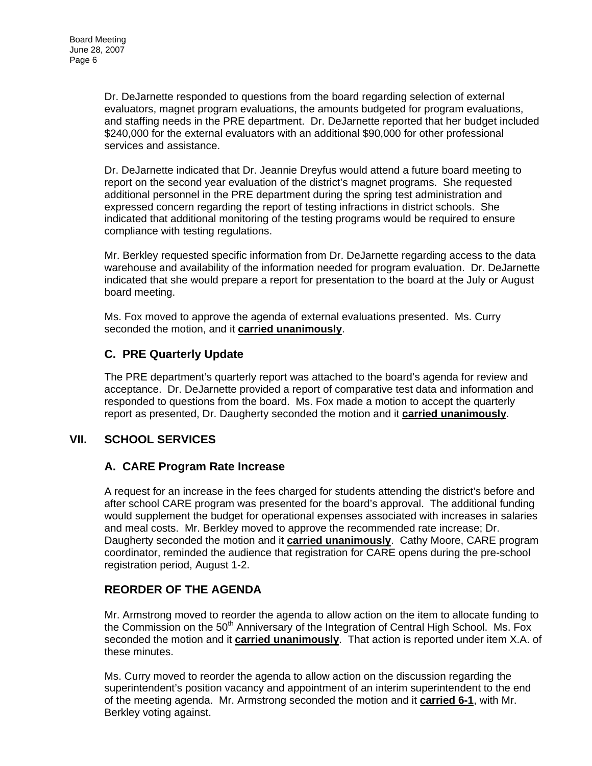Dr. DeJarnette responded to questions from the board regarding selection of external evaluators, magnet program evaluations, the amounts budgeted for program evaluations, and staffing needs in the PRE department. Dr. DeJarnette reported that her budget included $240,000 for the external evaluators with an additional $90,000 for other professional services and assistance.

Dr. DeJarnette indicated that Dr. Jeannie Dreyfus would attend a future board meeting to report on the second year evaluation of the district's magnet programs. She requested additional personnel in the PRE department during the spring test administration and expressed concern regarding the report of testing infractions in district schools. She indicated that additional monitoring of the testing programs would be required to ensure compliance with testing regulations.

Mr. Berkley requested specific information from Dr. DeJarnette regarding access to the data warehouse and availability of the information needed for program evaluation. Dr. DeJarnette indicated that she would prepare a report for presentation to the board at the July or August board meeting.

Ms. Fox moved to approve the agenda of external evaluations presented. Ms. Curry seconded the motion, and it **carried unanimously**.

### C. PRE Quarterly Update

The PRE department's quarterly report was attached to the board's agenda for review and acceptance. Dr. DeJarnette provided a report of comparative test data and information and responded to questions from the board. Ms. Fox made a motion to accept the quarterly report as presented, Dr. Daugherty seconded the motion and it **carried unanimously**.

## VII. SCHOOL SERVICES

### A. CARE Program Rate Increase

A request for an increase in the fees charged for students attending the district's before and after school CARE program was presented for the board's approval. The additional funding would supplement the budget for operational expenses associated with increases in salaries and meal costs. Mr. Berkley moved to approve the recommended rate increase; Dr. Daugherty seconded the motion and it **carried unanimously**. Cathy Moore, CARE program coordinator, reminded the audience that registration for CARE opens during the pre-school registration period, August 1-2.

### REORDER OF THE AGENDA

Mr. Armstrong moved to reorder the agenda to allow action on the item to allocate funding to the Commission on the 50th Anniversary of the Integration of Central High School. Ms. Fox seconded the motion and it **carried unanimously**. That action is reported under item X.A. of these minutes.

Ms. Curry moved to reorder the agenda to allow action on the discussion regarding the superintendent's position vacancy and appointment of an interim superintendent to the end of the meeting agenda. Mr. Armstrong seconded the motion and it **carried 6-1**, with Mr. Berkley voting against.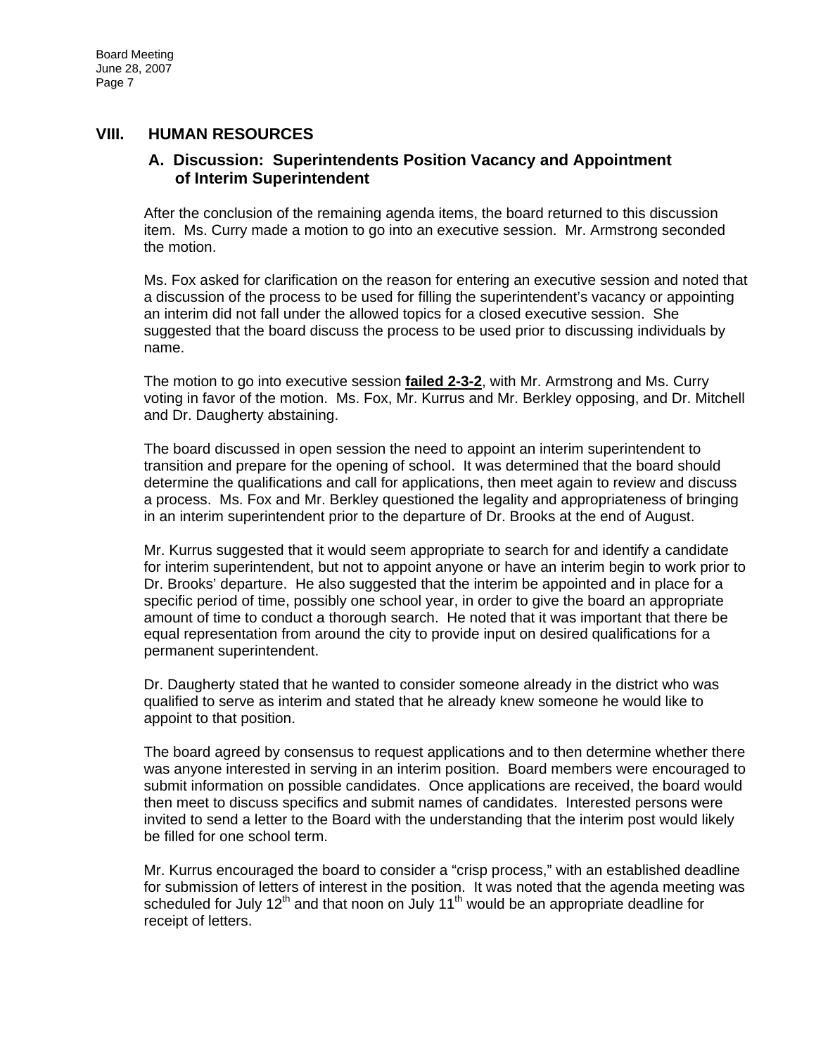## VIII. HUMAN RESOURCES

### A. Discussion: Superintendents Position Vacancy and Appointment of Interim Superintendent

After the conclusion of the remaining agenda items, the board returned to this discussion item. Ms. Curry made a motion to go into an executive session. Mr. Armstrong seconded the motion.

Ms. Fox asked for clarification on the reason for entering an executive session and noted that a discussion of the process to be used for filling the superintendent's vacancy or appointing an interim did not fall under the allowed topics for a closed executive session. She suggested that the board discuss the process to be used prior to discussing individuals by name.

The motion to go into executive session **failed 2-3-2**, with Mr. Armstrong and Ms. Curry voting in favor of the motion. Ms. Fox, Mr. Kurrus and Mr. Berkley opposing, and Dr. Mitchell and Dr. Daugherty abstaining.

The board discussed in open session the need to appoint an interim superintendent to transition and prepare for the opening of school. It was determined that the board should determine the qualifications and call for applications, then meet again to review and discuss a process. Ms. Fox and Mr. Berkley questioned the legality and appropriateness of bringing in an interim superintendent prior to the departure of Dr. Brooks at the end of August.

Mr. Kurrus suggested that it would seem appropriate to search for and identify a candidate for interim superintendent, but not to appoint anyone or have an interim begin to work prior to Dr. Brooks' departure. He also suggested that the interim be appointed and in place for a specific period of time, possibly one school year, in order to give the board an appropriate amount of time to conduct a thorough search. He noted that it was important that there be equal representation from around the city to provide input on desired qualifications for a permanent superintendent.

Dr. Daugherty stated that he wanted to consider someone already in the district who was qualified to serve as interim and stated that he already knew someone he would like to appoint to that position.

The board agreed by consensus to request applications and to then determine whether there was anyone interested in serving in an interim position. Board members were encouraged to submit information on possible candidates. Once applications are received, the board would then meet to discuss specifics and submit names of candidates. Interested persons were invited to send a letter to the Board with the understanding that the interim post would likely be filled for one school term.

Mr. Kurrus encouraged the board to consider a "crisp process," with an established deadline for submission of letters of interest in the position. It was noted that the agenda meeting was scheduled for July 12th and that noon on July 11th would be an appropriate deadline for receipt of letters.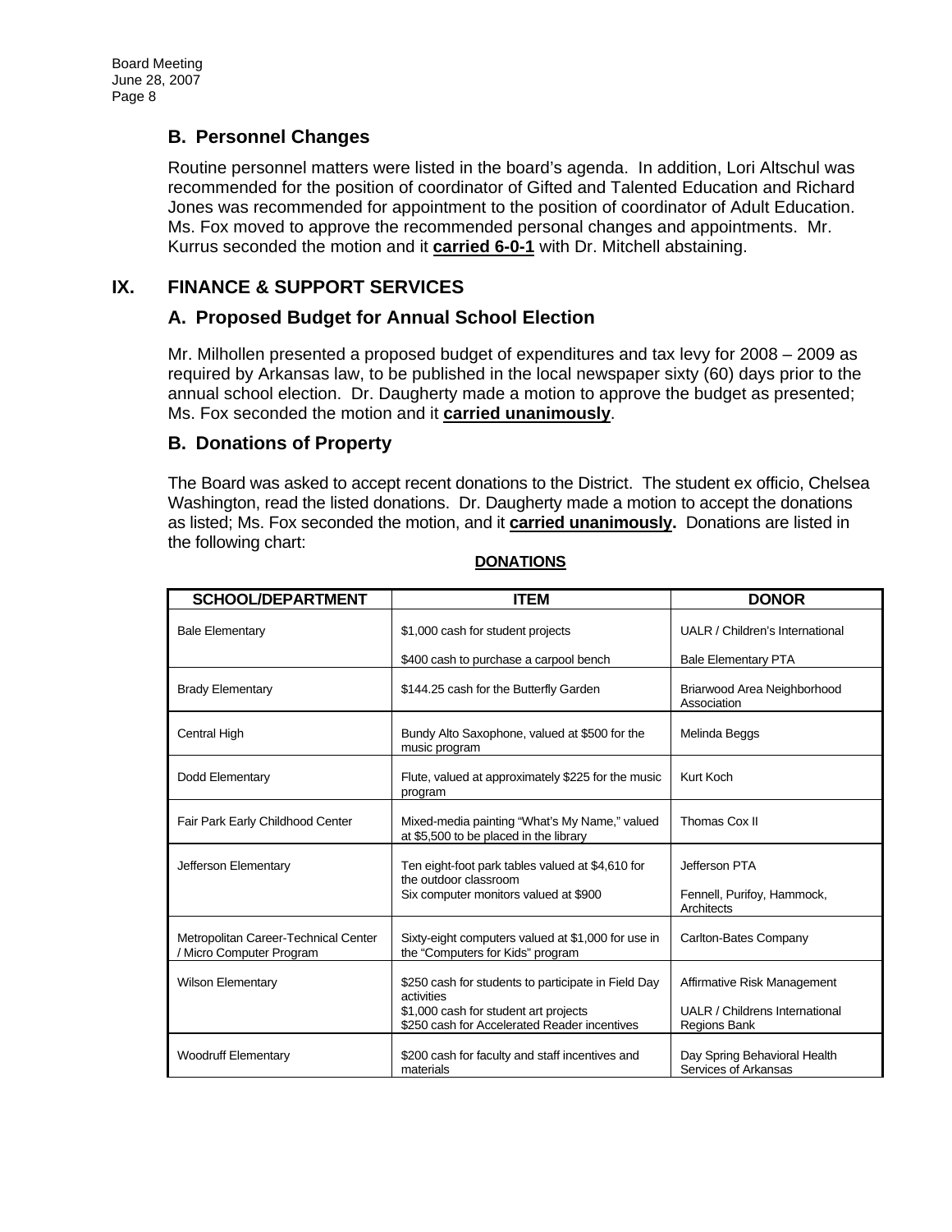## B. Personnel Changes

Routine personnel matters were listed in the board's agenda. In addition, Lori Altschul was recommended for the position of coordinator of Gifted and Talented Education and Richard Jones was recommended for appointment to the position of coordinator of Adult Education. Ms. Fox moved to approve the recommended personal changes and appointments. Mr. Kurrus seconded the motion and it **carried 6-0-1** with Dr. Mitchell abstaining.

# IX. FINANCE & SUPPORT SERVICES

## A. Proposed Budget for Annual School Election

Mr. Milhollen presented a proposed budget of expenditures and tax levy for 2008 – 2009 as required by Arkansas law, to be published in the local newspaper sixty (60) days prior to the annual school election. Dr. Daugherty made a motion to approve the budget as presented; Ms. Fox seconded the motion and it **carried unanimously**.

## B. Donations of Property

The Board was asked to accept recent donations to the District. The student ex officio, Chelsea Washington, read the listed donations. Dr. Daugherty made a motion to accept the donations as listed; Ms. Fox seconded the motion, and it **carried unanimously.** Donations are listed in the following chart:

**DONATIONS**

| SCHOOL/DEPARTMENT | ITEM | DONOR |
|---|---|---|
| Bale Elementary | $1,000 cash for student projects | UALR / Children's International |
| | $400 cash to purchase a carpool bench | Bale Elementary PTA |
| Brady Elementary | $144.25 cash for the Butterfly Garden | Briarwood Area Neighborhood Association |
| Central High | Bundy Alto Saxophone, valued at $500 for the music program | Melinda Beggs |
| Dodd Elementary | Flute, valued at approximately $225 for the music program | Kurt Koch |
| Fair Park Early Childhood Center | Mixed-media painting "What's My Name," valued at $5,500 to be placed in the library | Thomas Cox II |
| Jefferson Elementary | Ten eight-foot park tables valued at $4,610 for the outdoor classroom | Jefferson PTA |
| | Six computer monitors valued at $900 | Fennell, Purifoy, Hammock, Architects |
| Metropolitan Career-Technical Center / Micro Computer Program | Sixty-eight computers valued at $1,000 for use in the "Computers for Kids" program | Carlton-Bates Company |
| Wilson Elementary | $250 cash for students to participate in Field Day activities | Affirmative Risk Management |
| | $1,000 cash for student art projects | UALR / Childrens International |
| | $250 cash for Accelerated Reader incentives | Regions Bank |
| Woodruff Elementary | $200 cash for faculty and staff incentives and materials | Day Spring Behavioral Health Services of Arkansas |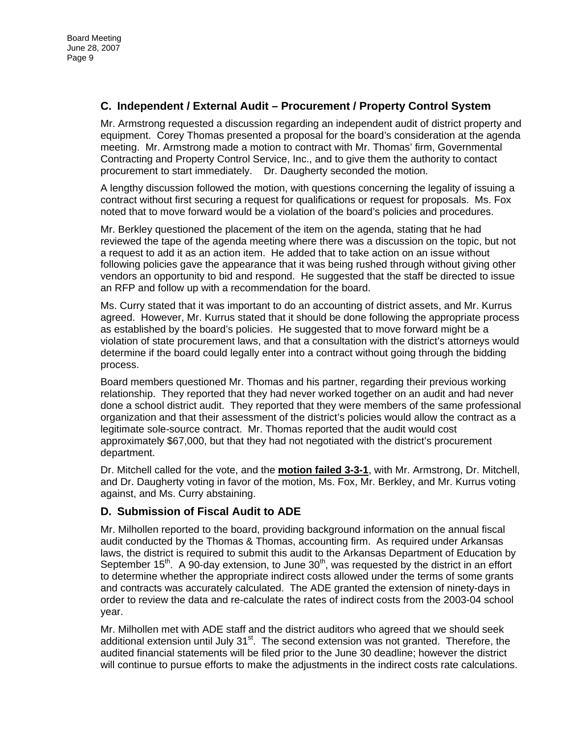## C. Independent / External Audit – Procurement / Property Control System

Mr. Armstrong requested a discussion regarding an independent audit of district property and equipment. Corey Thomas presented a proposal for the board's consideration at the agenda meeting. Mr. Armstrong made a motion to contract with Mr. Thomas' firm, Governmental Contracting and Property Control Service, Inc., and to give them the authority to contact procurement to start immediately. Dr. Daugherty seconded the motion.

A lengthy discussion followed the motion, with questions concerning the legality of issuing a contract without first securing a request for qualifications or request for proposals. Ms. Fox noted that to move forward would be a violation of the board's policies and procedures.

Mr. Berkley questioned the placement of the item on the agenda, stating that he had reviewed the tape of the agenda meeting where there was a discussion on the topic, but not a request to add it as an action item. He added that to take action on an issue without following policies gave the appearance that it was being rushed through without giving other vendors an opportunity to bid and respond. He suggested that the staff be directed to issue an RFP and follow up with a recommendation for the board.

Ms. Curry stated that it was important to do an accounting of district assets, and Mr. Kurrus agreed. However, Mr. Kurrus stated that it should be done following the appropriate process as established by the board's policies. He suggested that to move forward might be a violation of state procurement laws, and that a consultation with the district's attorneys would determine if the board could legally enter into a contract without going through the bidding process.

Board members questioned Mr. Thomas and his partner, regarding their previous working relationship. They reported that they had never worked together on an audit and had never done a school district audit. They reported that they were members of the same professional organization and that their assessment of the district's policies would allow the contract as a legitimate sole-source contract. Mr. Thomas reported that the audit would cost approximately $67,000, but that they had not negotiated with the district's procurement department.

Dr. Mitchell called for the vote, and the **motion failed 3-3-1**, with Mr. Armstrong, Dr. Mitchell, and Dr. Daugherty voting in favor of the motion, Ms. Fox, Mr. Berkley, and Mr. Kurrus voting against, and Ms. Curry abstaining.

## D. Submission of Fiscal Audit to ADE

Mr. Milhollen reported to the board, providing background information on the annual fiscal audit conducted by the Thomas & Thomas, accounting firm. As required under Arkansas laws, the district is required to submit this audit to the Arkansas Department of Education by September 15th. A 90-day extension, to June 30th, was requested by the district in an effort to determine whether the appropriate indirect costs allowed under the terms of some grants and contracts was accurately calculated. The ADE granted the extension of ninety-days in order to review the data and re-calculate the rates of indirect costs from the 2003-04 school year.

Mr. Milhollen met with ADE staff and the district auditors who agreed that we should seek additional extension until July 31st. The second extension was not granted. Therefore, the audited financial statements will be filed prior to the June 30 deadline; however the district will continue to pursue efforts to make the adjustments in the indirect costs rate calculations.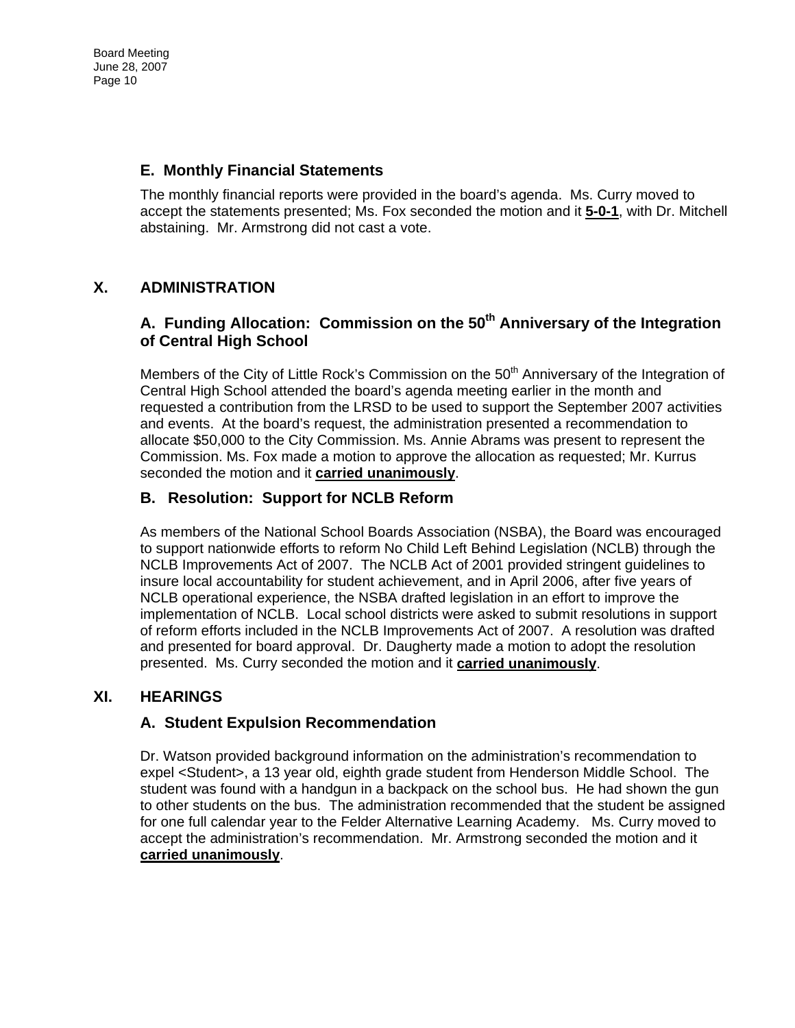### E. Monthly Financial Statements

The monthly financial reports were provided in the board's agenda. Ms. Curry moved to accept the statements presented; Ms. Fox seconded the motion and it **5-0-1**, with Dr. Mitchell abstaining. Mr. Armstrong did not cast a vote.

## X. ADMINISTRATION

### A. Funding Allocation: Commission on the 50th Anniversary of the Integration of Central High School

Members of the City of Little Rock's Commission on the 50th Anniversary of the Integration of Central High School attended the board's agenda meeting earlier in the month and requested a contribution from the LRSD to be used to support the September 2007 activities and events. At the board's request, the administration presented a recommendation to allocate $50,000 to the City Commission. Ms. Annie Abrams was present to represent the Commission. Ms. Fox made a motion to approve the allocation as requested; Mr. Kurrus seconded the motion and it **carried unanimously**.

### B. Resolution: Support for NCLB Reform

As members of the National School Boards Association (NSBA), the Board was encouraged to support nationwide efforts to reform No Child Left Behind Legislation (NCLB) through the NCLB Improvements Act of 2007. The NCLB Act of 2001 provided stringent guidelines to insure local accountability for student achievement, and in April 2006, after five years of NCLB operational experience, the NSBA drafted legislation in an effort to improve the implementation of NCLB. Local school districts were asked to submit resolutions in support of reform efforts included in the NCLB Improvements Act of 2007. A resolution was drafted and presented for board approval. Dr. Daugherty made a motion to adopt the resolution presented. Ms. Curry seconded the motion and it **carried unanimously**.

## XI. HEARINGS

### A. Student Expulsion Recommendation

Dr. Watson provided background information on the administration's recommendation to expel <Student>, a 13 year old, eighth grade student from Henderson Middle School. The student was found with a handgun in a backpack on the school bus. He had shown the gun to other students on the bus. The administration recommended that the student be assigned for one full calendar year to the Felder Alternative Learning Academy. Ms. Curry moved to accept the administration's recommendation. Mr. Armstrong seconded the motion and it **carried unanimously**.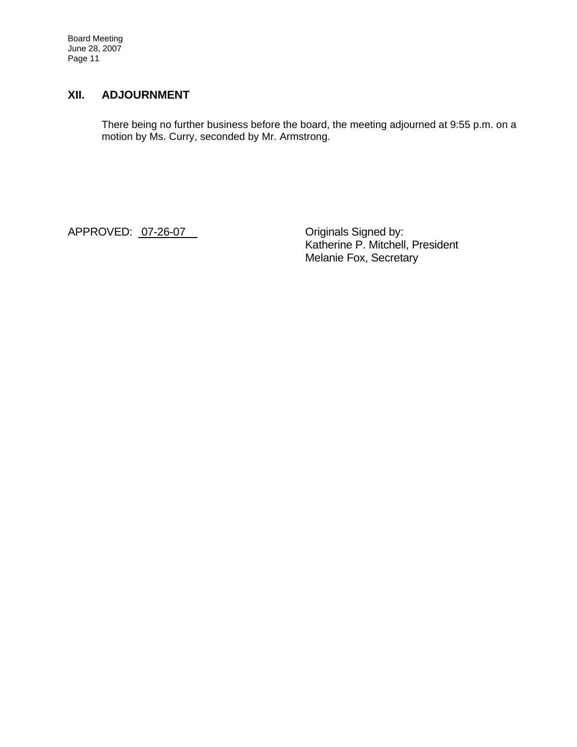## XII. ADJOURNMENT

There being no further business before the board, the meeting adjourned at 9:55 p.m. on a motion by Ms. Curry, seconded by Mr. Armstrong.

APPROVED: 07-26-07

Originals Signed by:
Katherine P. Mitchell, President
Melanie Fox, Secretary